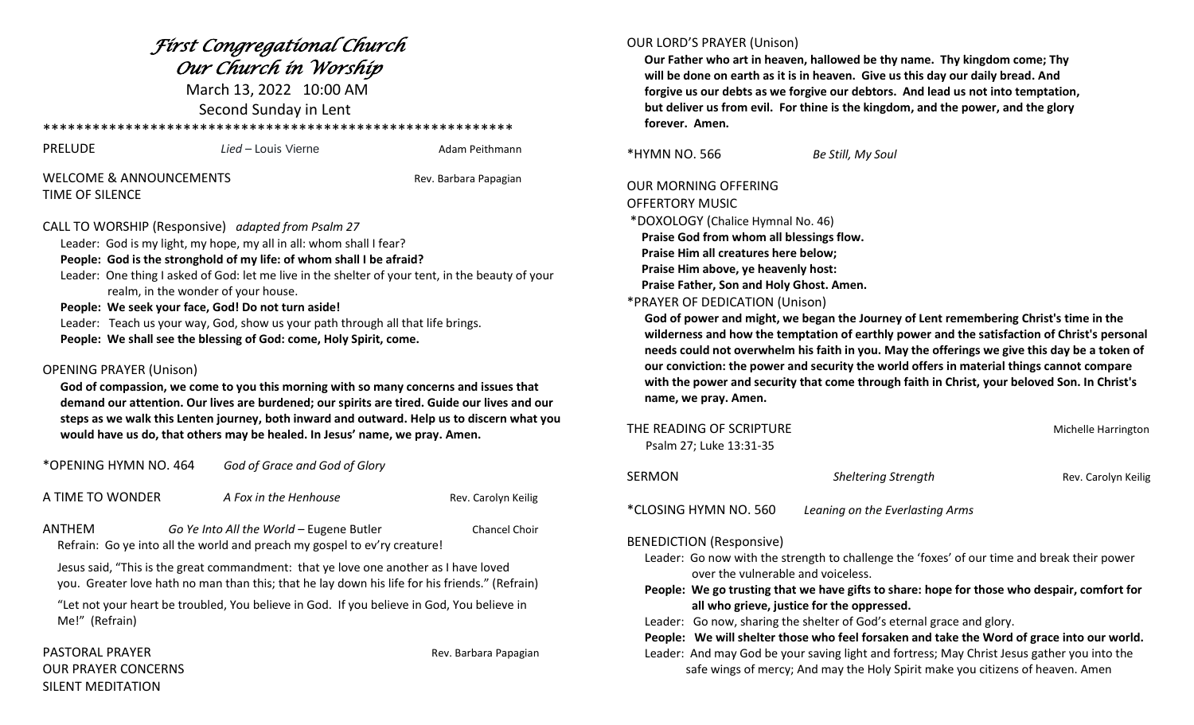# *First Congregational Church*
# *Our Church in Worship*

March 13, 2022 10:00 AM

Second Sunday in Lent

\*\*\*\*\*\*\*\*\*\*\*\*\*\*\*\*\*\*\*\*\*\*\*\*\*\*\*\*\*\*\*\*\*\*\*\*\*\*\*\*\*\*\*\*\*\*\*\*\*\*\*\*\*\*\*

PRELUDE *Lied* – Louis Vierne Adam Peithmann

WELCOME & ANNOUNCEMENTS Rev. Barbara Papagian

TIME OF SILENCE

CALL TO WORSHIP (Responsive) *adapted from Psalm 27*

Leader: God is my light, my hope, my all in all: whom shall I fear?

**People: God is the stronghold of my life: of whom shall I be afraid?**

Leader: One thing I asked of God: let me live in the shelter of your tent, in the beauty of your realm, in the wonder of your house.

**People: We seek your face, God! Do not turn aside!**

Leader: Teach us your way, God, show us your path through all that life brings.

**People: We shall see the blessing of God: come, Holy Spirit, come.**

OPENING PRAYER (Unison)

**God of compassion, we come to you this morning with so many concerns and issues that demand our attention. Our lives are burdened; our spirits are tired. Guide our lives and our steps as we walk this Lenten journey, both inward and outward. Help us to discern what you would have us do, that others may be healed. In Jesus' name, we pray. Amen.**

\*OPENING HYMN NO. 464 *God of Grace and God of Glory*

A TIME TO WONDER *A Fox in the Henhouse* Rev. Carolyn Keilig

ANTHEM *Go Ye Into All the World* – Eugene Butler Chancel Choir

Refrain: Go ye into all the world and preach my gospel to ev'ry creature!

Jesus said, "This is the great commandment: that ye love one another as I have loved you. Greater love hath no man than this; that he lay down his life for his friends." (Refrain)

"Let not your heart be troubled, You believe in God. If you believe in God, You believe in Me!" (Refrain)

PASTORAL PRAYER Rev. Barbara Papagian

OUR PRAYER CONCERNS

SILENT MEDITATION

OUR LORD'S PRAYER (Unison)

**Our Father who art in heaven, hallowed be thy name. Thy kingdom come; Thy will be done on earth as it is in heaven. Give us this day our daily bread. And forgive us our debts as we forgive our debtors. And lead us not into temptation, but deliver us from evil. For thine is the kingdom, and the power, and the glory forever. Amen.**

\*HYMN NO. 566 *Be Still, My Soul*

OUR MORNING OFFERING

OFFERTORY MUSIC

\*DOXOLOGY (Chalice Hymnal No. 46)

**Praise God from whom all blessings flow.**
**Praise Him all creatures here below;**
**Praise Him above, ye heavenly host:**
**Praise Father, Son and Holy Ghost. Amen.**

\*PRAYER OF DEDICATION (Unison)

**God of power and might, we began the Journey of Lent remembering Christ's time in the wilderness and how the temptation of earthly power and the satisfaction of Christ's personal needs could not overwhelm his faith in you. May the offerings we give this day be a token of our conviction: the power and security the world offers in material things cannot compare with the power and security that come through faith in Christ, your beloved Son. In Christ's name, we pray. Amen.**

THE READING OF SCRIPTURE Michelle Harrington

Psalm 27; Luke 13:31-35

SERMON *Sheltering Strength* Rev. Carolyn Keilig

\*CLOSING HYMN NO. 560 *Leaning on the Everlasting Arms*

BENEDICTION (Responsive)

Leader: Go now with the strength to challenge the 'foxes' of our time and break their power over the vulnerable and voiceless.

**People: We go trusting that we have gifts to share: hope for those who despair, comfort for all who grieve, justice for the oppressed.**

Leader: Go now, sharing the shelter of God's eternal grace and glory.

**People: We will shelter those who feel forsaken and take the Word of grace into our world.**

Leader: And may God be your saving light and fortress; May Christ Jesus gather you into the safe wings of mercy; And may the Holy Spirit make you citizens of heaven. Amen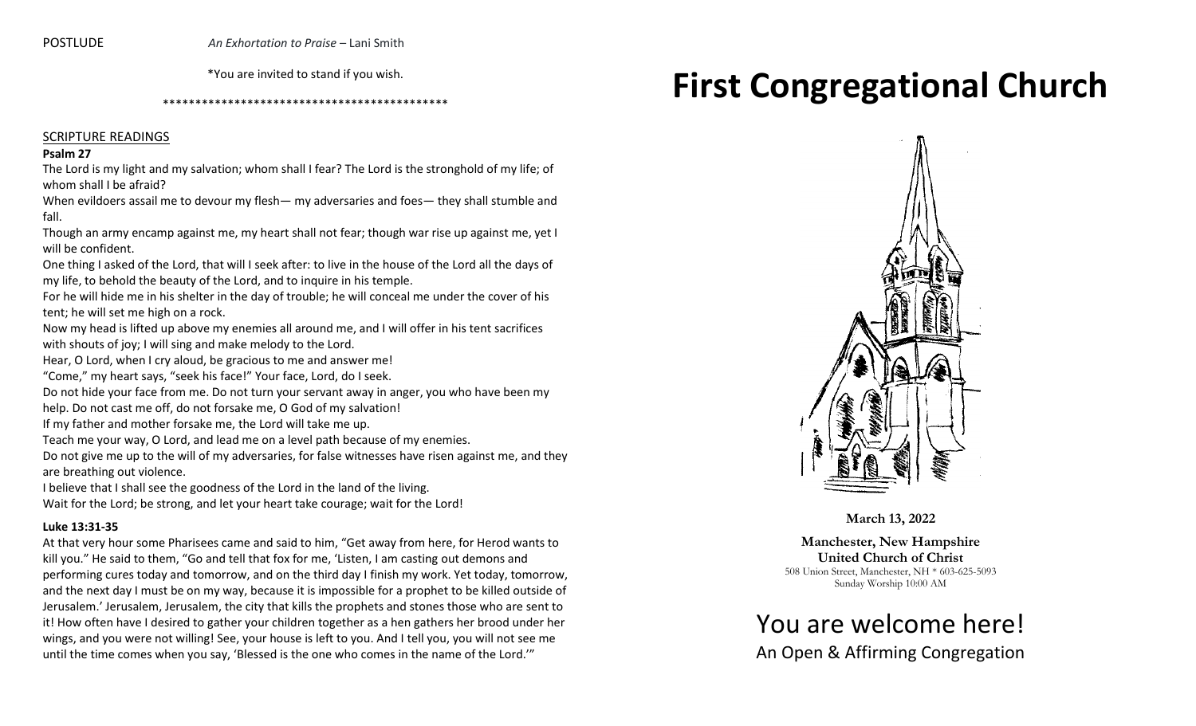POSTLUDE *An Exhortation to Praise* – Lani Smith

*You are invited to stand if you wish.

*********************************************

SCRIPTURE READINGS

**Psalm 27**

The Lord is my light and my salvation; whom shall I fear? The Lord is the stronghold of my life; of whom shall I be afraid?

When evildoers assail me to devour my flesh— my adversaries and foes— they shall stumble and fall.

Though an army encamp against me, my heart shall not fear; though war rise up against me, yet I will be confident.

One thing I asked of the Lord, that will I seek after: to live in the house of the Lord all the days of my life, to behold the beauty of the Lord, and to inquire in his temple.

For he will hide me in his shelter in the day of trouble; he will conceal me under the cover of his tent; he will set me high on a rock.

Now my head is lifted up above my enemies all around me, and I will offer in his tent sacrifices with shouts of joy; I will sing and make melody to the Lord.

Hear, O Lord, when I cry aloud, be gracious to me and answer me!

"Come," my heart says, "seek his face!" Your face, Lord, do I seek.

Do not hide your face from me. Do not turn your servant away in anger, you who have been my help. Do not cast me off, do not forsake me, O God of my salvation!

If my father and mother forsake me, the Lord will take me up.

Teach me your way, O Lord, and lead me on a level path because of my enemies.

Do not give me up to the will of my adversaries, for false witnesses have risen against me, and they are breathing out violence.

I believe that I shall see the goodness of the Lord in the land of the living.

Wait for the Lord; be strong, and let your heart take courage; wait for the Lord!

**Luke 13:31-35**

At that very hour some Pharisees came and said to him, "Get away from here, for Herod wants to kill you." He said to them, "Go and tell that fox for me, 'Listen, I am casting out demons and performing cures today and tomorrow, and on the third day I finish my work. Yet today, tomorrow, and the next day I must be on my way, because it is impossible for a prophet to be killed outside of Jerusalem.' Jerusalem, Jerusalem, the city that kills the prophets and stones those who are sent to it! How often have I desired to gather your children together as a hen gathers her brood under her wings, and you were not willing! See, your house is left to you. And I tell you, you will not see me until the time comes when you say, 'Blessed is the one who comes in the name of the Lord.'"

# First Congregational Church

**March 13, 2022**

**Manchester, New Hampshire**
**United Church of Christ**
508 Union Street, Manchester, NH * 603-625-5093
Sunday Worship 10:00 AM

## You are welcome here!

An Open & Affirming Congregation